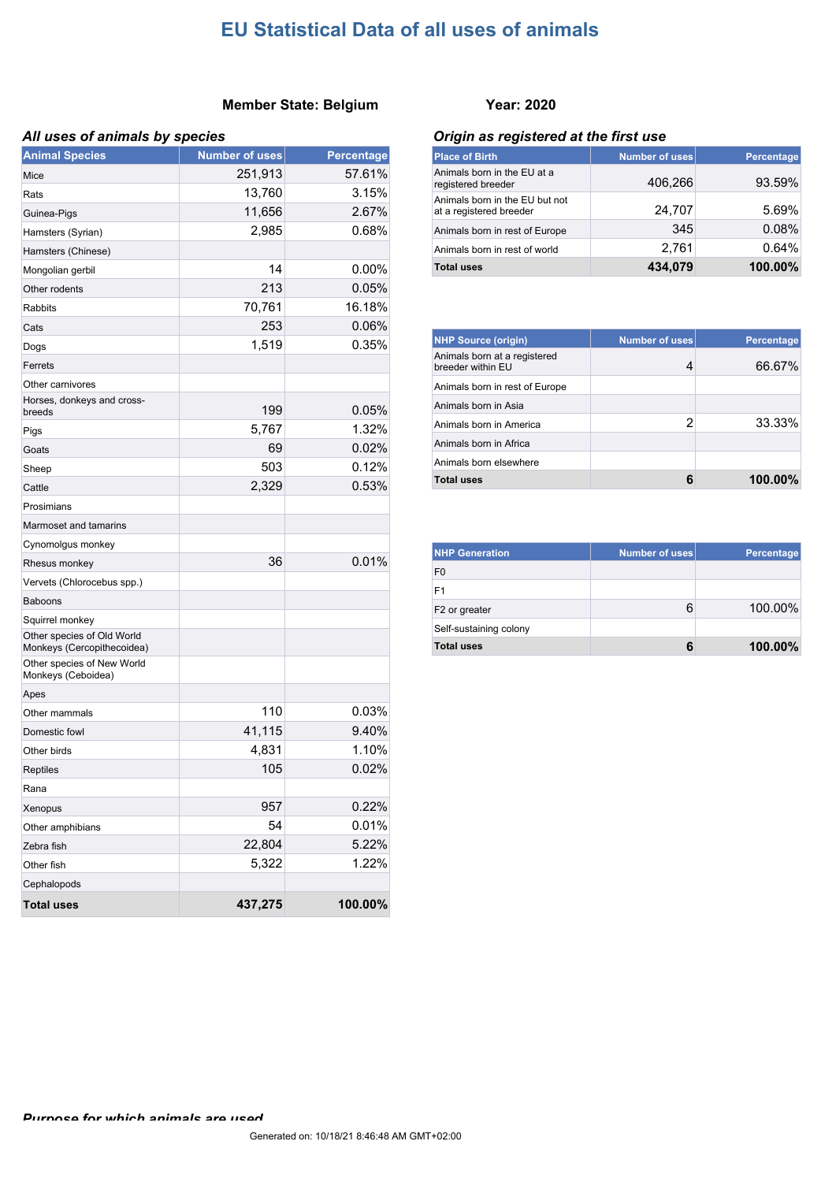# EU Statistical Data of all uses of animals

**Member State: Belgium**

**Year: 2020**

### *All uses of animals by species*

| Animal Species | Number of uses | Percentage |
|---|---|---|
| Mice | 251,913 | 57.61% |
| Rats | 13,760 | 3.15% |
| Guinea-Pigs | 11,656 | 2.67% |
| Hamsters (Syrian) | 2,985 | 0.68% |
| Hamsters (Chinese) | | |
| Mongolian gerbil | 14 | 0.00% |
| Other rodents | 213 | 0.05% |
| Rabbits | 70,761 | 16.18% |
| Cats | 253 | 0.06% |
| Dogs | 1,519 | 0.35% |
| Ferrets | | |
| Other carnivores | | |
| Horses, donkeys and cross-breeds | 199 | 0.05% |
| Pigs | 5,767 | 1.32% |
| Goats | 69 | 0.02% |
| Sheep | 503 | 0.12% |
| Cattle | 2,329 | 0.53% |
| Prosimians | | |
| Marmoset and tamarins | | |
| Cynomolgus monkey | | |
| Rhesus monkey | 36 | 0.01% |
| Vervets (Chlorocebus spp.) | | |
| Baboons | | |
| Squirrel monkey | | |
| Other species of Old World Monkeys (Cercopithecoidea) | | |
| Other species of New World Monkeys (Ceboidea) | | |
| Apes | | |
| Other mammals | 110 | 0.03% |
| Domestic fowl | 41,115 | 9.40% |
| Other birds | 4,831 | 1.10% |
| Reptiles | 105 | 0.02% |
| Rana | | |
| Xenopus | 957 | 0.22% |
| Other amphibians | 54 | 0.01% |
| Zebra fish | 22,804 | 5.22% |
| Other fish | 5,322 | 1.22% |
| Cephalopods | | |
| **Total uses** | **437,275** | **100.00%** |

### *Origin as registered at the first use*

| Place of Birth | Number of uses | Percentage |
|---|---|---|
| Animals born in the EU at a registered breeder | 406,266 | 93.59% |
| Animals born in the EU but not at a registered breeder | 24,707 | 5.69% |
| Animals born in rest of Europe | 345 | 0.08% |
| Animals born in rest of world | 2,761 | 0.64% |
| **Total uses** | **434,079** | **100.00%** |

| NHP Source (origin) | Number of uses | Percentage |
|---|---|---|
| Animals born at a registered breeder within EU | 4 | 66.67% |
| Animals born in rest of Europe | | |
| Animals born in Asia | | |
| Animals born in America | 2 | 33.33% |
| Animals born in Africa | | |
| Animals born elsewhere | | |
| **Total uses** | **6** | **100.00%** |

| NHP Generation | Number of uses | Percentage |
|---|---|---|
| F0 | | |
| F1 | | |
| F2 or greater | 6 | 100.00% |
| Self-sustaining colony | | |
| **Total uses** | **6** | **100.00%** |

### *Purpose for which animals are used*

Generated on: 10/18/21 8:46:48 AM GMT+02:00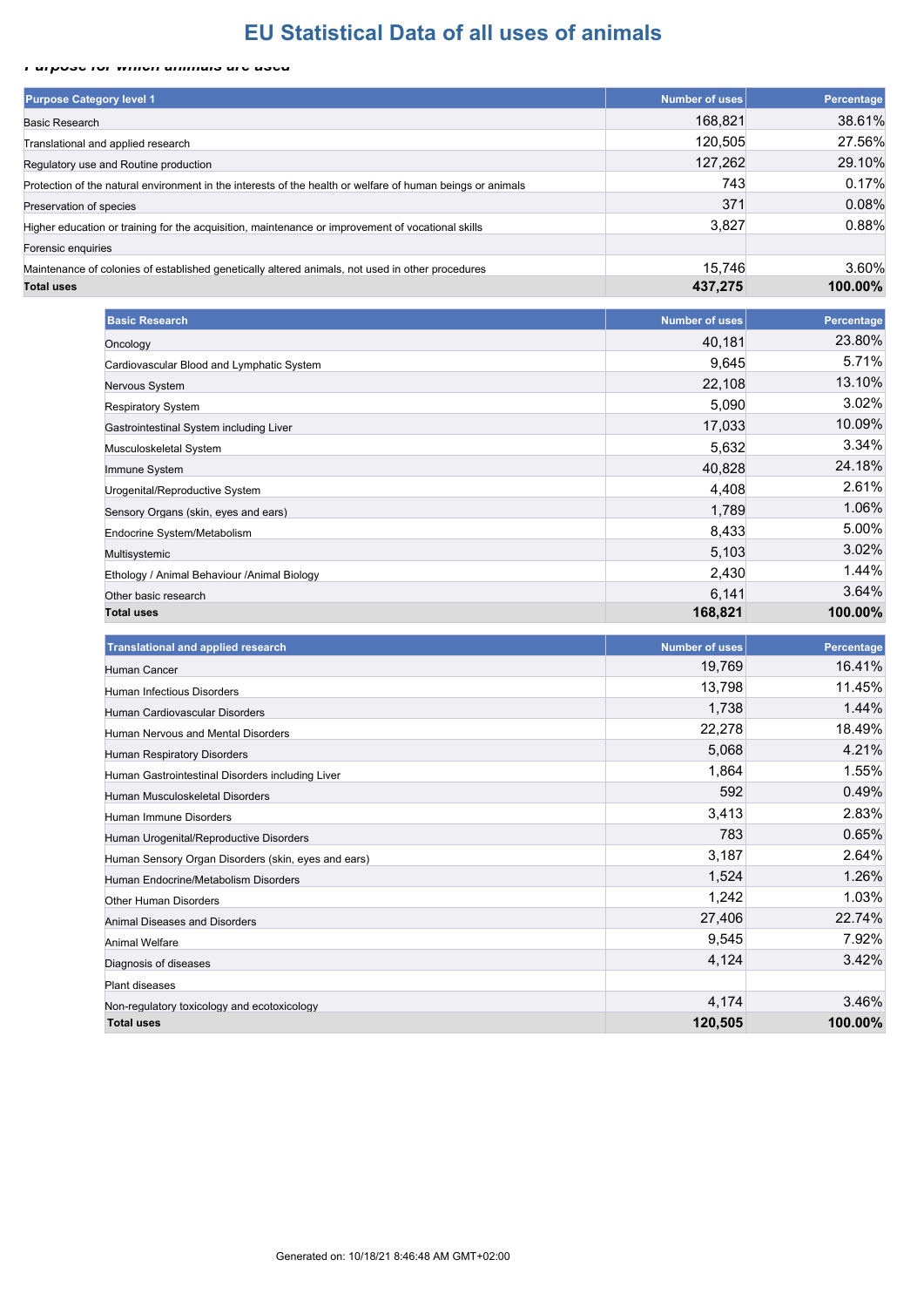# EU Statistical Data of all uses of animals

***Purpose for which animals are used***

| Purpose Category level 1 | Number of uses | Percentage |
|---|---|---|
| Basic Research | 168,821 | 38.61% |
| Translational and applied research | 120,505 | 27.56% |
| Regulatory use and Routine production | 127,262 | 29.10% |
| Protection of the natural environment in the interests of the health or welfare of human beings or animals | 743 | 0.17% |
| Preservation of species | 371 | 0.08% |
| Higher education or training for the acquisition, maintenance or improvement of vocational skills | 3,827 | 0.88% |
| Forensic enquiries | | |
| Maintenance of colonies of established genetically altered animals, not used in other procedures | 15,746 | 3.60% |
| **Total uses** | **437,275** | **100.00%** |

| Basic Research | Number of uses | Percentage |
|---|---|---|
| Oncology | 40,181 | 23.80% |
| Cardiovascular Blood and Lymphatic System | 9,645 | 5.71% |
| Nervous System | 22,108 | 13.10% |
| Respiratory System | 5,090 | 3.02% |
| Gastrointestinal System including Liver | 17,033 | 10.09% |
| Musculoskeletal System | 5,632 | 3.34% |
| Immune System | 40,828 | 24.18% |
| Urogenital/Reproductive System | 4,408 | 2.61% |
| Sensory Organs (skin, eyes and ears) | 1,789 | 1.06% |
| Endocrine System/Metabolism | 8,433 | 5.00% |
| Multisystemic | 5,103 | 3.02% |
| Ethology / Animal Behaviour /Animal Biology | 2,430 | 1.44% |
| Other basic research | 6,141 | 3.64% |
| **Total uses** | **168,821** | **100.00%** |

| Translational and applied research | Number of uses | Percentage |
|---|---|---|
| Human Cancer | 19,769 | 16.41% |
| Human Infectious Disorders | 13,798 | 11.45% |
| Human Cardiovascular Disorders | 1,738 | 1.44% |
| Human Nervous and Mental Disorders | 22,278 | 18.49% |
| Human Respiratory Disorders | 5,068 | 4.21% |
| Human Gastrointestinal Disorders including Liver | 1,864 | 1.55% |
| Human Musculoskeletal Disorders | 592 | 0.49% |
| Human Immune Disorders | 3,413 | 2.83% |
| Human Urogenital/Reproductive Disorders | 783 | 0.65% |
| Human Sensory Organ Disorders (skin, eyes and ears) | 3,187 | 2.64% |
| Human Endocrine/Metabolism Disorders | 1,524 | 1.26% |
| Other Human Disorders | 1,242 | 1.03% |
| Animal Diseases and Disorders | 27,406 | 22.74% |
| Animal Welfare | 9,545 | 7.92% |
| Diagnosis of diseases | 4,124 | 3.42% |
| Plant diseases | | |
| Non-regulatory toxicology and ecotoxicology | 4,174 | 3.46% |
| **Total uses** | **120,505** | **100.00%** |

Generated on: 10/18/21 8:46:48 AM GMT+02:00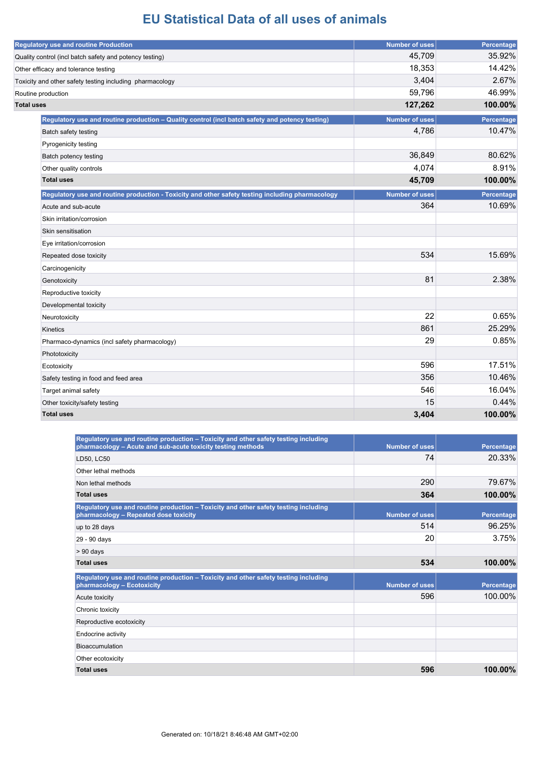# EU Statistical Data of all uses of animals

| Regulatory use and routine Production | Number of uses | Percentage |
| --- | --- | --- |
| Quality control (incl batch safety and potency testing) | 45,709 | 35.92% |
| Other efficacy and tolerance testing | 18,353 | 14.42% |
| Toxicity and other safety testing including pharmacology | 3,404 | 2.67% |
| Routine production | 59,796 | 46.99% |
| **Total uses** | **127,262** | **100.00%** |

| Regulatory use and routine production – Quality control (incl batch safety and potency testing) | Number of uses | Percentage |
| --- | --- | --- |
| Batch safety testing | 4,786 | 10.47% |
| Pyrogenicity testing | | |
| Batch potency testing | 36,849 | 80.62% |
| Other quality controls | 4,074 | 8.91% |
| **Total uses** | **45,709** | **100.00%** |

| Regulatory use and routine production - Toxicity and other safety testing including pharmacology | Number of uses | Percentage |
| --- | --- | --- |
| Acute and sub-acute | 364 | 10.69% |
| Skin irritation/corrosion | | |
| Skin sensitisation | | |
| Eye irritation/corrosion | | |
| Repeated dose toxicity | 534 | 15.69% |
| Carcinogenicity | | |
| Genotoxicity | 81 | 2.38% |
| Reproductive toxicity | | |
| Developmental toxicity | | |
| Neurotoxicity | 22 | 0.65% |
| Kinetics | 861 | 25.29% |
| Pharmaco-dynamics (incl safety pharmacology) | 29 | 0.85% |
| Phototoxicity | | |
| Ecotoxicity | 596 | 17.51% |
| Safety testing in food and feed area | 356 | 10.46% |
| Target animal safety | 546 | 16.04% |
| Other toxicity/safety testing | 15 | 0.44% |
| **Total uses** | **3,404** | **100.00%** |

| Regulatory use and routine production – Toxicity and other safety testing including pharmacology – Acute and sub-acute toxicity testing methods | Number of uses | Percentage |
| --- | --- | --- |
| LD50, LC50 | 74 | 20.33% |
| Other lethal methods | | |
| Non lethal methods | 290 | 79.67% |
| **Total uses** | **364** | **100.00%** |

| Regulatory use and routine production – Toxicity and other safety testing including pharmacology – Repeated dose toxicity | Number of uses | Percentage |
| --- | --- | --- |
| up to 28 days | 514 | 96.25% |
| 29 - 90 days | 20 | 3.75% |
| > 90 days | | |
| **Total uses** | **534** | **100.00%** |

| Regulatory use and routine production – Toxicity and other safety testing including pharmacology – Ecotoxicity | Number of uses | Percentage |
| --- | --- | --- |
| Acute toxicity | 596 | 100.00% |
| Chronic toxicity | | |
| Reproductive ecotoxicity | | |
| Endocrine activity | | |
| Bioaccumulation | | |
| Other ecotoxicity | | |
| **Total uses** | **596** | **100.00%** |

Generated on: 10/18/21 8:46:48 AM GMT+02:00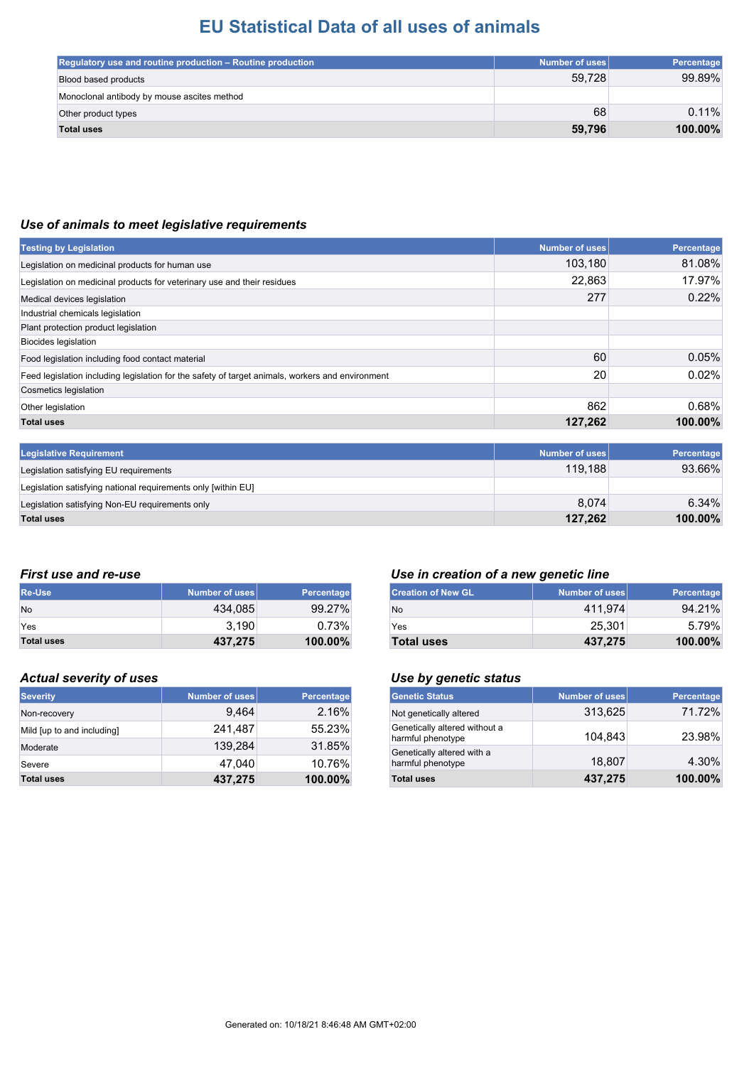# EU Statistical Data of all uses of animals

| Regulatory use and routine production – Routine production | Number of uses | Percentage |
|---|---|---|
| Blood based products | 59,728 | 99.89% |
| Monoclonal antibody by mouse ascites method | | |
| Other product types | 68 | 0.11% |
| **Total uses** | **59,796** | **100.00%** |

## *Use of animals to meet legislative requirements*

| Testing by Legislation | Number of uses | Percentage |
|---|---|---|
| Legislation on medicinal products for human use | 103,180 | 81.08% |
| Legislation on medicinal products for veterinary use and their residues | 22,863 | 17.97% |
| Medical devices legislation | 277 | 0.22% |
| Industrial chemicals legislation | | |
| Plant protection product legislation | | |
| Biocides legislation | | |
| Food legislation including food contact material | 60 | 0.05% |
| Feed legislation including legislation for the safety of target animals, workers and environment | 20 | 0.02% |
| Cosmetics legislation | | |
| Other legislation | 862 | 0.68% |
| **Total uses** | **127,262** | **100.00%** |

| Legislative Requirement | Number of uses | Percentage |
|---|---|---|
| Legislation satisfying EU requirements | 119,188 | 93.66% |
| Legislation satisfying national requirements only [within EU] | | |
| Legislation satisfying Non-EU requirements only | 8,074 | 6.34% |
| **Total uses** | **127,262** | **100.00%** |

## *First use and re-use*

| Re-Use | Number of uses | Percentage |
|---|---|---|
| No | 434,085 | 99.27% |
| Yes | 3,190 | 0.73% |
| **Total uses** | **437,275** | **100.00%** |

## *Use in creation of a new genetic line*

| Creation of New GL | Number of uses | Percentage |
|---|---|---|
| No | 411,974 | 94.21% |
| Yes | 25,301 | 5.79% |
| **Total uses** | **437,275** | **100.00%** |

## *Actual severity of uses*

| Severity | Number of uses | Percentage |
|---|---|---|
| Non-recovery | 9,464 | 2.16% |
| Mild [up to and including] | 241,487 | 55.23% |
| Moderate | 139,284 | 31.85% |
| Severe | 47,040 | 10.76% |
| **Total uses** | **437,275** | **100.00%** |

## *Use by genetic status*

| Genetic Status | Number of uses | Percentage |
|---|---|---|
| Not genetically altered | 313,625 | 71.72% |
| Genetically altered without a harmful phenotype | 104,843 | 23.98% |
| Genetically altered with a harmful phenotype | 18,807 | 4.30% |
| **Total uses** | **437,275** | **100.00%** |

Generated on: 10/18/21 8:46:48 AM GMT+02:00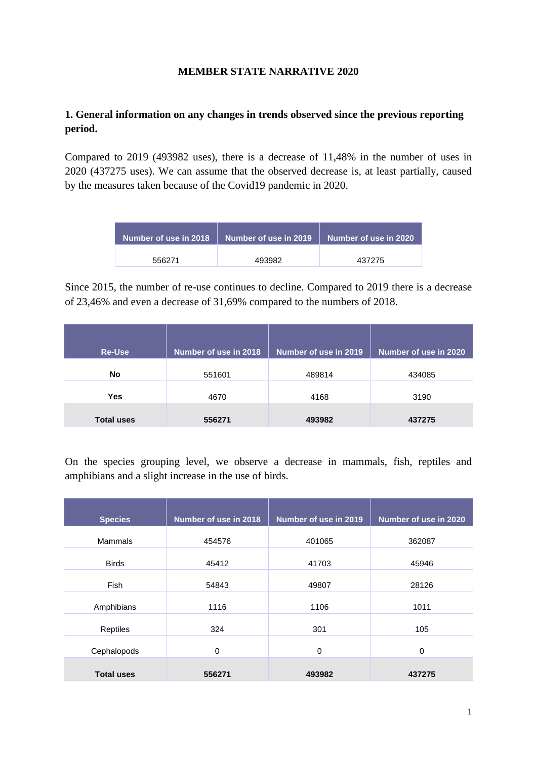# MEMBER STATE NARRATIVE 2020

## 1. General information on any changes in trends observed since the previous reporting period.

Compared to 2019 (493982 uses), there is a decrease of 11,48% in the number of uses in 2020 (437275 uses). We can assume that the observed decrease is, at least partially, caused by the measures taken because of the Covid19 pandemic in 2020.

| Number of use in 2018 | Number of use in 2019 | Number of use in 2020 |
|---|---|---|
| 556271 | 493982 | 437275 |

Since 2015, the number of re-use continues to decline. Compared to 2019 there is a decrease of 23,46% and even a decrease of 31,69% compared to the numbers of 2018.

| Re-Use | Number of use in 2018 | Number of use in 2019 | Number of use in 2020 |
|---|---|---|---|
| **No** | 551601 | 489814 | 434085 |
| **Yes** | 4670 | 4168 | 3190 |
| **Total uses** | **556271** | **493982** | **437275** |

On the species grouping level, we observe a decrease in mammals, fish, reptiles and amphibians and a slight increase in the use of birds.

| Species | Number of use in 2018 | Number of use in 2019 | Number of use in 2020 |
|---|---|---|---|
| Mammals | 454576 | 401065 | 362087 |
| Birds | 45412 | 41703 | 45946 |
| Fish | 54843 | 49807 | 28126 |
| Amphibians | 1116 | 1106 | 1011 |
| Reptiles | 324 | 301 | 105 |
| Cephalopods | 0 | 0 | 0 |
| **Total uses** | **556271** | **493982** | **437275** |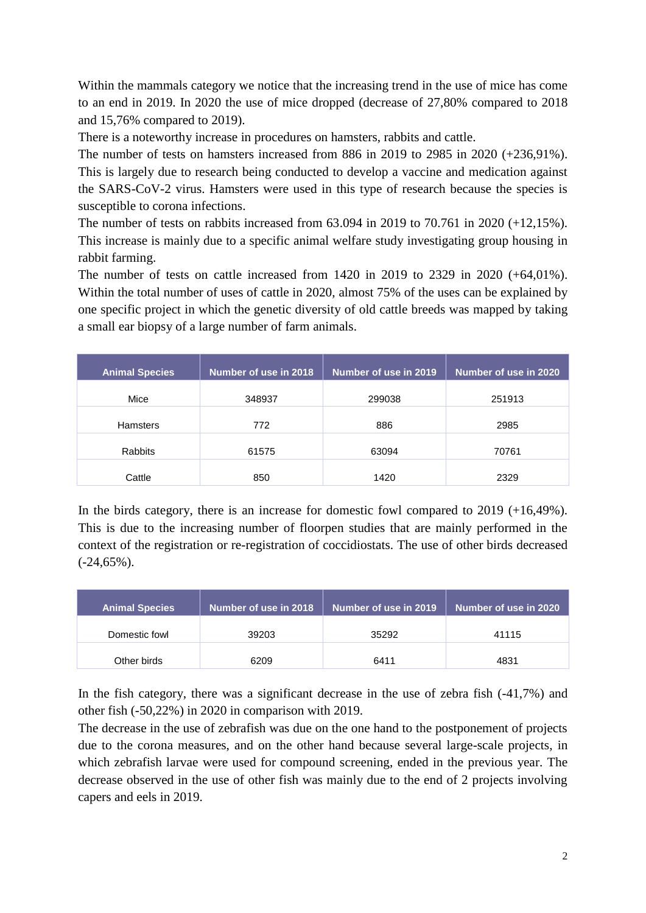Within the mammals category we notice that the increasing trend in the use of mice has come to an end in 2019. In 2020 the use of mice dropped (decrease of 27,80% compared to 2018 and 15,76% compared to 2019).

There is a noteworthy increase in procedures on hamsters, rabbits and cattle.

The number of tests on hamsters increased from 886 in 2019 to 2985 in 2020 (+236,91%). This is largely due to research being conducted to develop a vaccine and medication against the SARS-CoV-2 virus. Hamsters were used in this type of research because the species is susceptible to corona infections.

The number of tests on rabbits increased from 63.094 in 2019 to 70.761 in 2020 (+12,15%). This increase is mainly due to a specific animal welfare study investigating group housing in rabbit farming.

The number of tests on cattle increased from 1420 in 2019 to 2329 in 2020 (+64,01%). Within the total number of uses of cattle in 2020, almost 75% of the uses can be explained by one specific project in which the genetic diversity of old cattle breeds was mapped by taking a small ear biopsy of a large number of farm animals.

| Animal Species | Number of use in 2018 | Number of use in 2019 | Number of use in 2020 |
|---|---|---|---|
| Mice | 348937 | 299038 | 251913 |
| Hamsters | 772 | 886 | 2985 |
| Rabbits | 61575 | 63094 | 70761 |
| Cattle | 850 | 1420 | 2329 |

In the birds category, there is an increase for domestic fowl compared to 2019 (+16,49%). This is due to the increasing number of floorpen studies that are mainly performed in the context of the registration or re-registration of coccidiostats. The use of other birds decreased (-24,65%).

| Animal Species | Number of use in 2018 | Number of use in 2019 | Number of use in 2020 |
|---|---|---|---|
| Domestic fowl | 39203 | 35292 | 41115 |
| Other birds | 6209 | 6411 | 4831 |

In the fish category, there was a significant decrease in the use of zebra fish (-41,7%) and other fish (-50,22%) in 2020 in comparison with 2019.

The decrease in the use of zebrafish was due on the one hand to the postponement of projects due to the corona measures, and on the other hand because several large-scale projects, in which zebrafish larvae were used for compound screening, ended in the previous year. The decrease observed in the use of other fish was mainly due to the end of 2 projects involving capers and eels in 2019.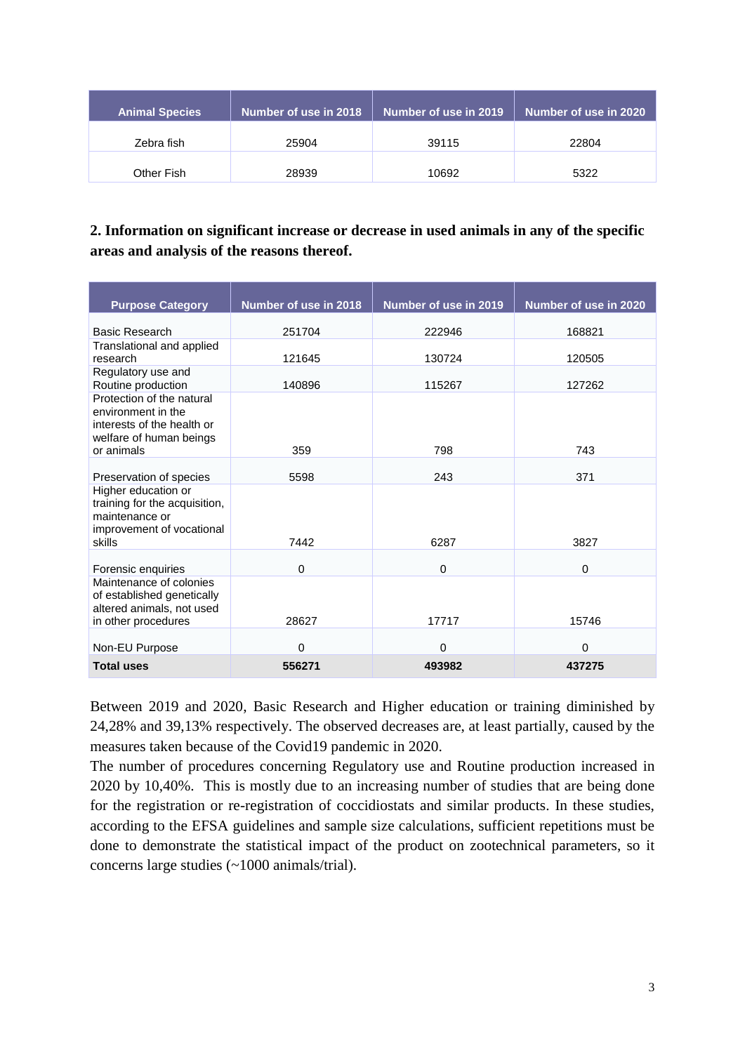| Animal Species | Number of use in 2018 | Number of use in 2019 | Number of use in 2020 |
|---|---|---|---|
| Zebra fish | 25904 | 39115 | 22804 |
| Other Fish | 28939 | 10692 | 5322 |

**2. Information on significant increase or decrease in used animals in any of the specific areas and analysis of the reasons thereof.**

| Purpose Category | Number of use in 2018 | Number of use in 2019 | Number of use in 2020 |
|---|---|---|---|
| Basic Research | 251704 | 222946 | 168821 |
| Translational and applied research | 121645 | 130724 | 120505 |
| Regulatory use and Routine production | 140896 | 115267 | 127262 |
| Protection of the natural environment in the interests of the health or welfare of human beings or animals | 359 | 798 | 743 |
| Preservation of species | 5598 | 243 | 371 |
| Higher education or training for the acquisition, maintenance or improvement of vocational skills | 7442 | 6287 | 3827 |
| Forensic enquiries | 0 | 0 | 0 |
| Maintenance of colonies of established genetically altered animals, not used in other procedures | 28627 | 17717 | 15746 |
| Non-EU Purpose | 0 | 0 | 0 |
| **Total uses** | **556271** | **493982** | **437275** |

Between 2019 and 2020, Basic Research and Higher education or training diminished by 24,28% and 39,13% respectively. The observed decreases are, at least partially, caused by the measures taken because of the Covid19 pandemic in 2020.

The number of procedures concerning Regulatory use and Routine production increased in 2020 by 10,40%. This is mostly due to an increasing number of studies that are being done for the registration or re-registration of coccidiostats and similar products. In these studies, according to the EFSA guidelines and sample size calculations, sufficient repetitions must be done to demonstrate the statistical impact of the product on zootechnical parameters, so it concerns large studies (~1000 animals/trial).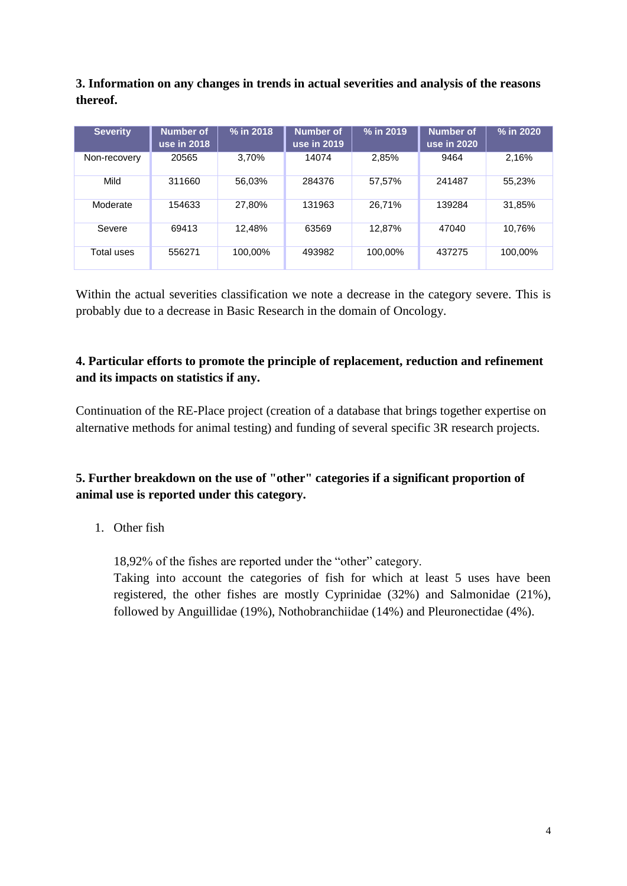**3. Information on any changes in trends in actual severities and analysis of the reasons thereof.**

| Severity | Number of use in 2018 | % in 2018 | Number of use in 2019 | % in 2019 | Number of use in 2020 | % in 2020 |
|---|---|---|---|---|---|---|
| Non-recovery | 20565 | 3,70% | 14074 | 2,85% | 9464 | 2,16% |
| Mild | 311660 | 56,03% | 284376 | 57,57% | 241487 | 55,23% |
| Moderate | 154633 | 27,80% | 131963 | 26,71% | 139284 | 31,85% |
| Severe | 69413 | 12,48% | 63569 | 12,87% | 47040 | 10,76% |
| Total uses | 556271 | 100,00% | 493982 | 100,00% | 437275 | 100,00% |

Within the actual severities classification we note a decrease in the category severe. This is probably due to a decrease in Basic Research in the domain of Oncology.

**4. Particular efforts to promote the principle of replacement, reduction and refinement and its impacts on statistics if any.**

Continuation of the RE-Place project (creation of a database that brings together expertise on alternative methods for animal testing) and funding of several specific 3R research projects.

**5. Further breakdown on the use of "other" categories if a significant proportion of animal use is reported under this category.**

1. Other fish

   18,92% of the fishes are reported under the "other" category.
   Taking into account the categories of fish for which at least 5 uses have been registered, the other fishes are mostly Cyprinidae (32%) and Salmonidae (21%), followed by Anguillidae (19%), Nothobranchiidae (14%) and Pleuronectidae (4%).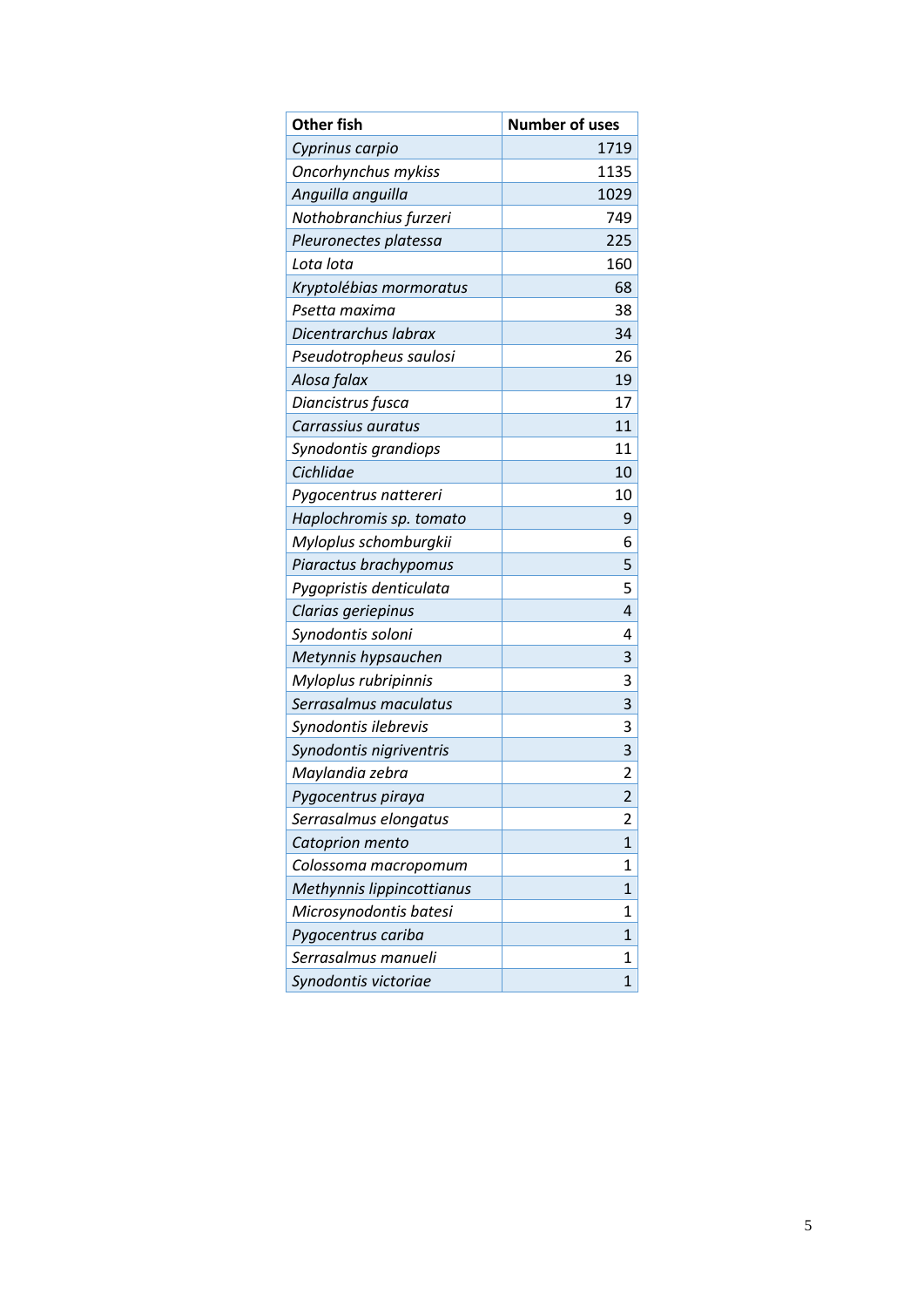| **Other fish** | **Number of uses** |
|---|---|
| *Cyprinus carpio* | 1719 |
| *Oncorhynchus mykiss* | 1135 |
| *Anguilla anguilla* | 1029 |
| *Nothobranchius furzeri* | 749 |
| *Pleuronectes platessa* | 225 |
| *Lota lota* | 160 |
| *Kryptolébias mormoratus* | 68 |
| *Psetta maxima* | 38 |
| *Dicentrarchus labrax* | 34 |
| *Pseudotropheus saulosi* | 26 |
| *Alosa falax* | 19 |
| *Diancistrus fusca* | 17 |
| *Carrassius auratus* | 11 |
| *Synodontis grandiops* | 11 |
| *Cichlidae* | 10 |
| *Pygocentrus nattereri* | 10 |
| *Haplochromis sp. tomato* | 9 |
| *Myloplus schomburgkii* | 6 |
| *Piaractus brachypomus* | 5 |
| *Pygopristis denticulata* | 5 |
| *Clarias geriepinus* | 4 |
| *Synodontis soloni* | 4 |
| *Metynnis hypsauchen* | 3 |
| *Myloplus rubripinnis* | 3 |
| *Serrasalmus maculatus* | 3 |
| *Synodontis ilebrevis* | 3 |
| *Synodontis nigriventris* | 3 |
| *Maylandia zebra* | 2 |
| *Pygocentrus piraya* | 2 |
| *Serrasalmus elongatus* | 2 |
| *Catoprion mento* | 1 |
| *Colossoma macropomum* | 1 |
| *Methynnis lippincottianus* | 1 |
| *Microsynodontis batesi* | 1 |
| *Pygocentrus cariba* | 1 |
| *Serrasalmus manueli* | 1 |
| *Synodontis victoriae* | 1 |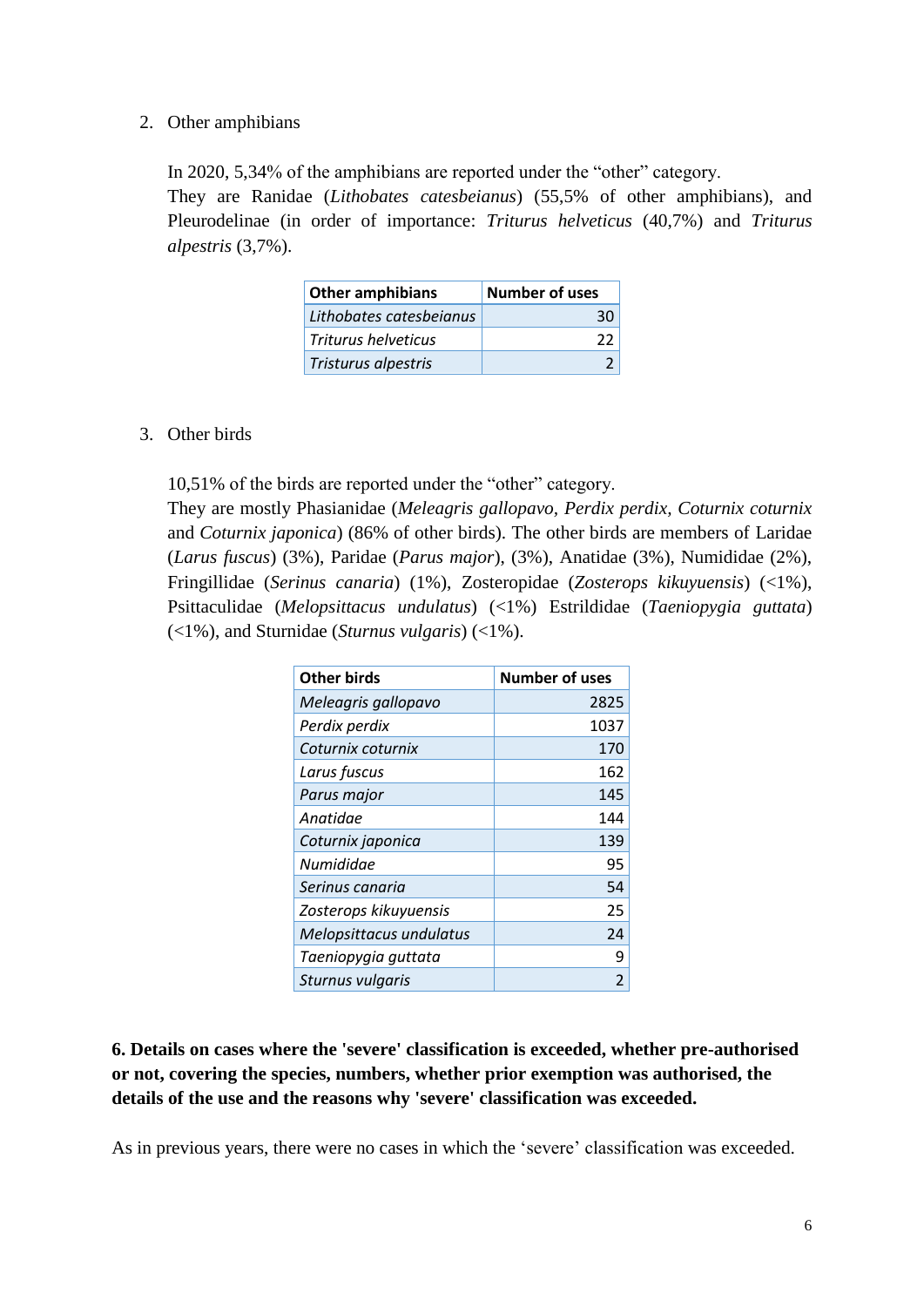2. Other amphibians

In 2020, 5,34% of the amphibians are reported under the "other" category.
They are Ranidae (*Lithobates catesbeianus*) (55,5% of other amphibians), and Pleurodelinae (in order of importance: *Triturus helveticus* (40,7%) and *Triturus alpestris* (3,7%).

| Other amphibians | Number of uses |
|---|---|
| *Lithobates catesbeianus* | 30 |
| *Triturus helveticus* | 22 |
| *Tristurus alpestris* | 2 |

3. Other birds

10,51% of the birds are reported under the "other" category.
They are mostly Phasianidae (*Meleagris gallopavo*, *Perdix perdix*, *Coturnix coturnix* and *Coturnix japonica*) (86% of other birds). The other birds are members of Laridae (*Larus fuscus*) (3%), Paridae (*Parus major*), (3%), Anatidae (3%), Numididae (2%), Fringillidae (*Serinus canaria*) (1%), Zosteropidae (*Zosterops kikuyuensis*) (<1%), Psittaculidae (*Melopsittacus undulatus*) (<1%) Estrildidae (*Taeniopygia guttata*) (<1%), and Sturnidae (*Sturnus vulgaris*) (<1%).

| Other birds | Number of uses |
|---|---|
| *Meleagris gallopavo* | 2825 |
| *Perdix perdix* | 1037 |
| *Coturnix coturnix* | 170 |
| *Larus fuscus* | 162 |
| *Parus major* | 145 |
| *Anatidae* | 144 |
| *Coturnix japonica* | 139 |
| *Numididae* | 95 |
| *Serinus canaria* | 54 |
| *Zosterops kikuyuensis* | 25 |
| *Melopsittacus undulatus* | 24 |
| *Taeniopygia guttata* | 9 |
| *Sturnus vulgaris* | 2 |

**6. Details on cases where the 'severe' classification is exceeded, whether pre-authorised or not, covering the species, numbers, whether prior exemption was authorised, the details of the use and the reasons why 'severe' classification was exceeded.**

As in previous years, there were no cases in which the 'severe' classification was exceeded.